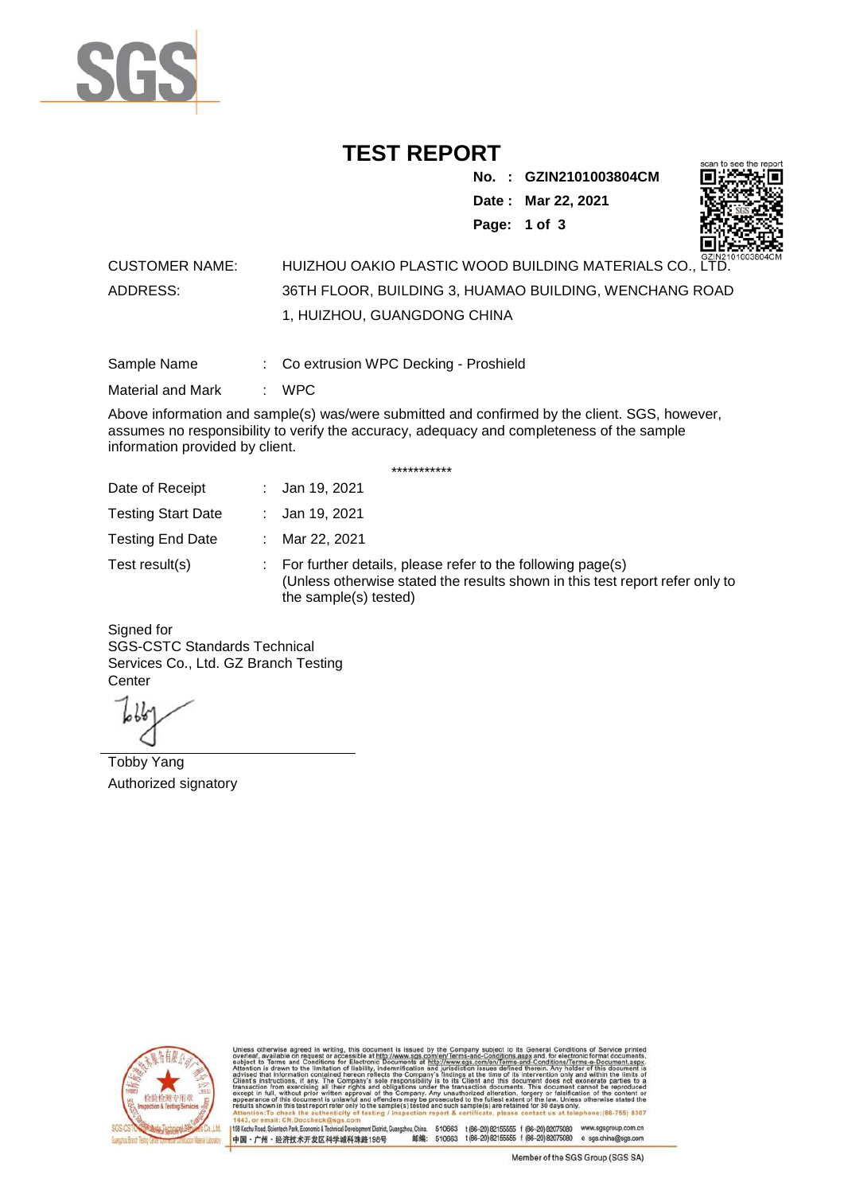# TEST REPORT

**No. : GZIN2101003804CM**
**Date : Mar 22, 2021**

CUSTOMER NAME: HUIZHOU OAKIO PLASTIC WOOD BUILDING MATERIALS CO., LTD.

ADDRESS: 36TH FLOOR, BUILDING 3, HUAMAO BUILDING, WENCHANG ROAD 1, HUIZHOU, GUANGDONG CHINA

Sample Name : Co extrusion WPC Decking - Proshield

Material and Mark : WPC

Above information and sample(s) was/were submitted and confirmed by the client. SGS, however, assumes no responsibility to verify the accuracy, adequacy and completeness of the sample information provided by client.

***********

Date of Receipt : Jan 19, 2021

Testing Start Date : Jan 19, 2021

Testing End Date : Mar 22, 2021

Test result(s) : For further details, please refer to the following page(s)
(Unless otherwise stated the results shown in this test report refer only to the sample(s) tested)

Signed for
SGS-CSTC Standards Technical Services Co., Ltd. GZ Branch Testing Center

Tobby Yang
Authorized signatory

Unless otherwise agreed in writing, this document is issued by the Company subject to its General Conditions of Service printed overleaf, available on request or accessible at http://www.sgs.com/en/Terms-and-Conditions.aspx and, for electronic format documents, subject to Terms and Conditions for Electronic Documents at http://www.sgs.com/en/Terms-and-Conditions/Terms-e-Document.aspx. Attention is drawn to the limitation of liability, indemnification and jurisdiction issues defined therein. Any holder of this document is advised that information contained hereon reflects the Company's findings at the time of its intervention only and within the limits of Client's instructions, if any. The Company's sole responsibility is to its Client and this document does not exonerate parties to a transaction from exercising all their rights and obligations under the transaction documents. This document cannot be reproduced except in full, without prior written approval of the Company. Any unauthorized alteration, forgery or falsification of the content or appearance of this document is unlawful and offenders may be prosecuted to the fullest extent of the law. Unless otherwise stated the results shown in this test report refer only to the sample(s) tested and such sample(s) are retained for 30 days only.
Attention: To check the authenticity of testing / inspection report & certificate, please contact us at telephone: (86-755) 8307 1443, or email: CN.Doccheck@sgs.com

198 Kezhu Road, Scientech Park, Economic & Technical Development District, Guangzhou, China. 510663 t (86-20) 82155555 f (86-20) 82075080 www.sgsgroup.com.cn
中国・广州・经济技术开发区科学城科珠路198号 邮编: 510663 t (86-20) 82155555 f (86-20) 82075080 e sgs.china@sgs.com

Member of the SGS Group (SGS SA)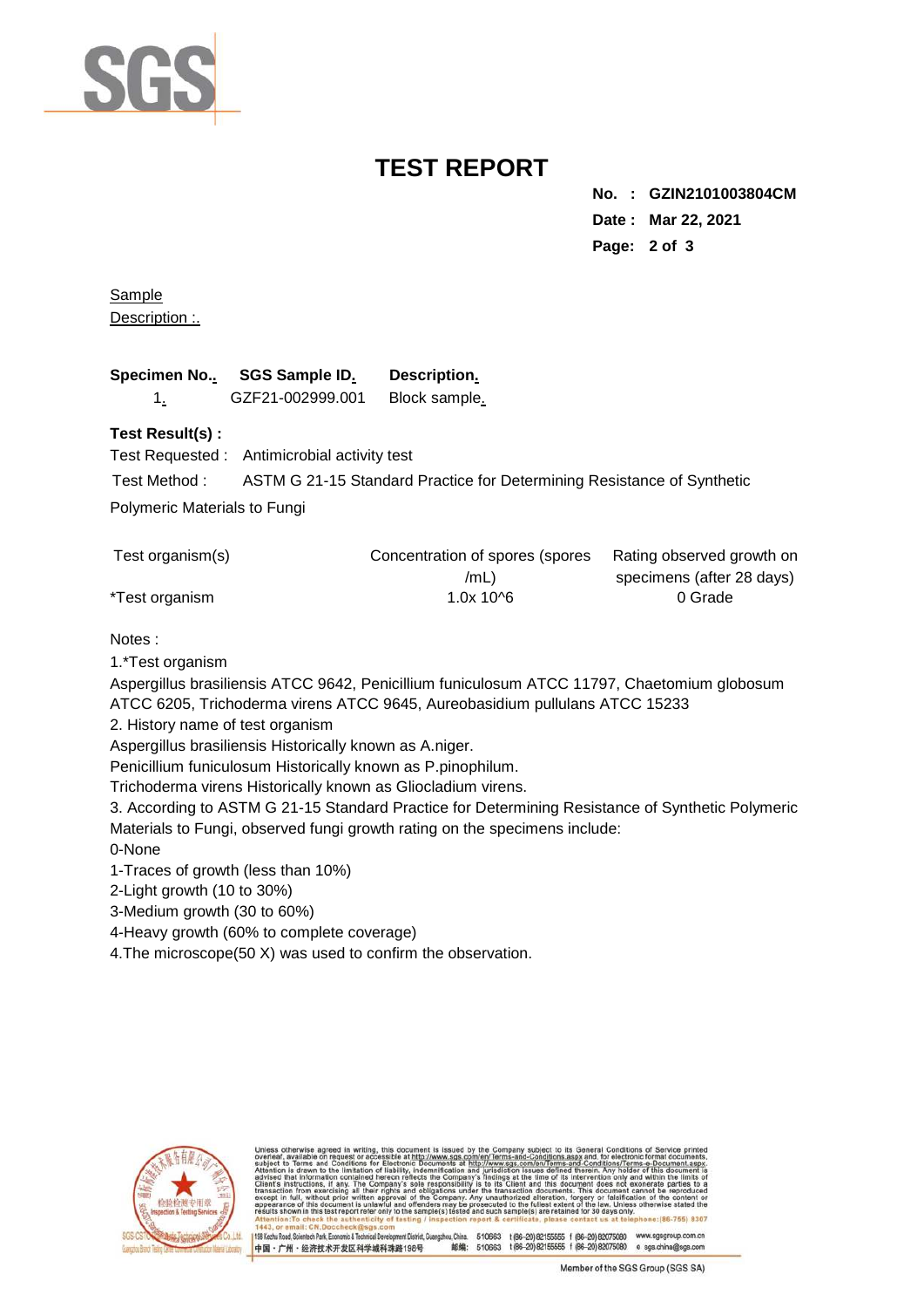# TEST REPORT

**No. : GZIN2101003804CM**
**Date : Mar 22, 2021**

Sample Description :.

| **Specimen No..** | **SGS Sample ID.** | **Description.** |
|---|---|---|
| 1. | GZF21-002999.001 | Block sample. |

**Test Result(s) :**

Test Requested : Antimicrobial activity test

Test Method : ASTM G 21-15 Standard Practice for Determining Resistance of Synthetic Polymeric Materials to Fungi

| Test organism(s) | Concentration of spores (spores /mL) | Rating observed growth on specimens (after 28 days) |
|---|---|---|
| *Test organism | $1.0 \times 10^6$ | 0 Grade |

Notes :

1.*Test organism

Aspergillus brasiliensis ATCC 9642, Penicillium funiculosum ATCC 11797, Chaetomium globosum ATCC 6205, Trichoderma virens ATCC 9645, Aureobasidium pullulans ATCC 15233

2. History name of test organism

Aspergillus brasiliensis Historically known as A.niger.

Penicillium funiculosum Historically known as P.pinophilum.

Trichoderma virens Historically known as Gliocladium virens.

3. According to ASTM G 21-15 Standard Practice for Determining Resistance of Synthetic Polymeric Materials to Fungi, observed fungi growth rating on the specimens include:

0-None

1-Traces of growth (less than 10%)

2-Light growth (10 to 30%)

3-Medium growth (30 to 60%)

4-Heavy growth (60% to complete coverage)

4.The microscope(50 X) was used to confirm the observation.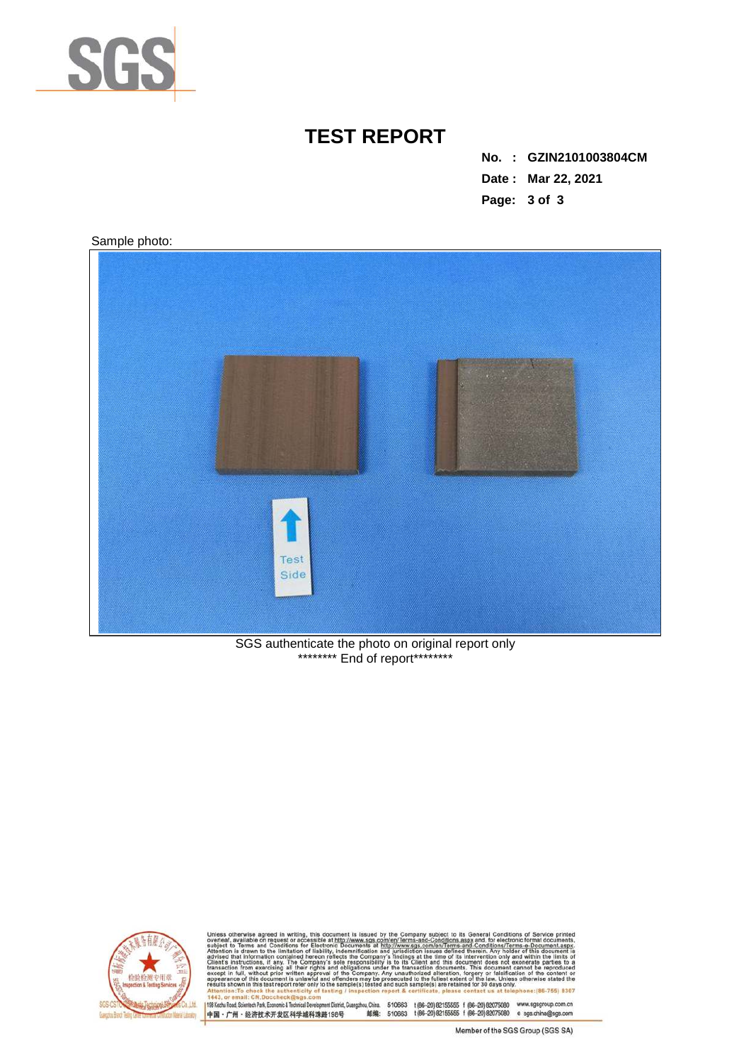# TEST REPORT

**No. : GZIN2101003804CM**
**Date : Mar 22, 2021**

Sample photo:

SGS authenticate the photo on original report only
******** End of report********